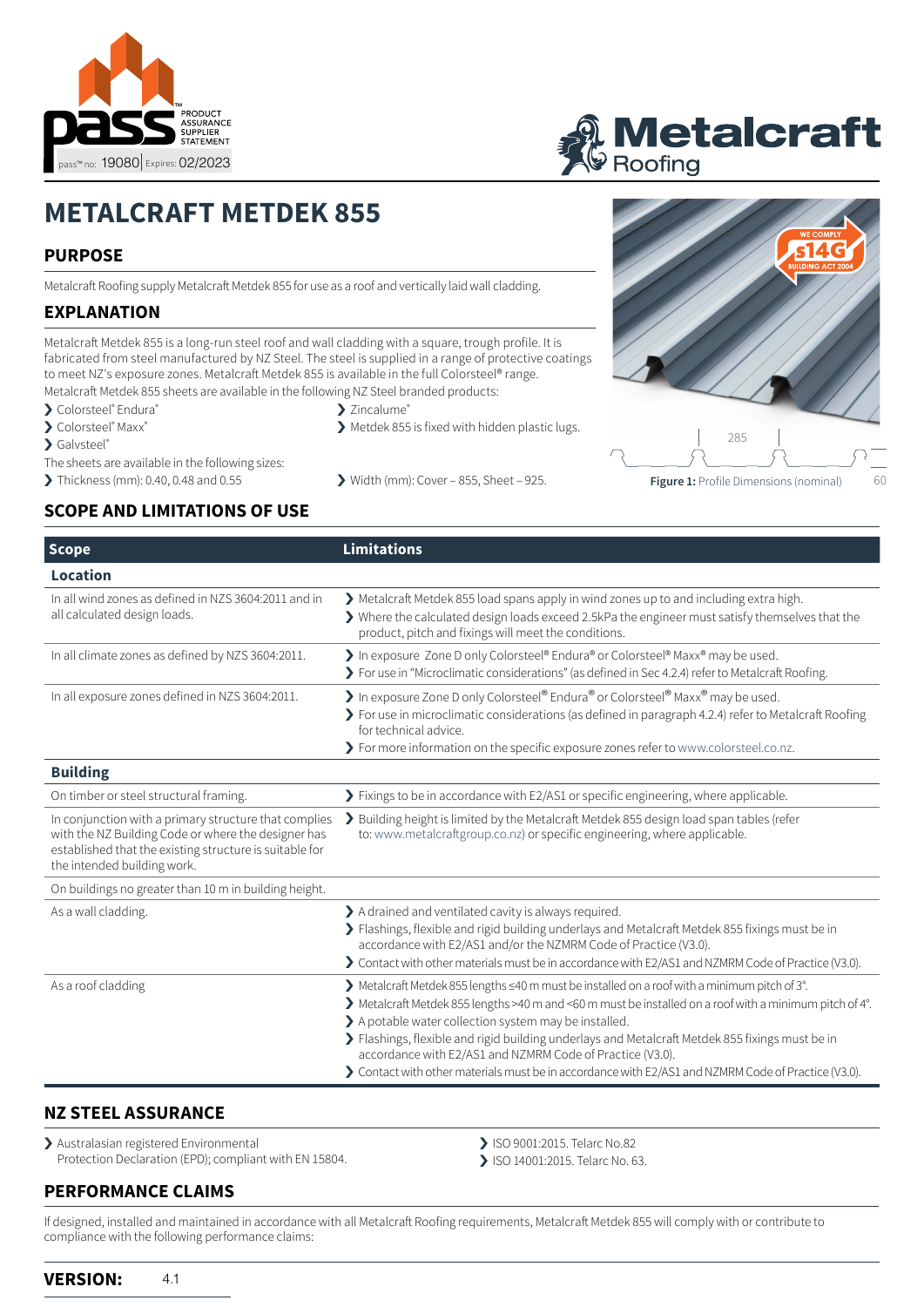PRODUCT ASSURANCE SUPPLIER STATEMENT

pass™ no: 19080 | Expires: 02/2023

Metalcraft Roofing

# METALCRAFT METDEK 855

## PURPOSE

Metalcraft Roofing supply Metalcraft Metdek 855 for use as a roof and vertically laid wall cladding.

## EXPLANATION

Metalcraft Metdek 855 is a long-run steel roof and wall cladding with a square, trough profile. It is fabricated from steel manufactured by NZ Steel. The steel is supplied in a range of protective coatings to meet NZ's exposure zones. Metalcraft Metdek 855 is available in the full Colorsteel® range.

Metalcraft Metdek 855 sheets are available in the following NZ Steel branded products:

- Colorsteel® Endura®
- Colorsteel® Maxx®
- Galvsteel®
- Zincalume®
- Metdek 855 is fixed with hidden plastic lugs.

The sheets are available in the following sizes:

- Thickness (mm): 0.40, 0.48 and 0.55
- Width (mm): Cover – 855, Sheet – 925.

WE COMPLY s14G BUILDING ACT 2004

285

60

**Figure 1:** Profile Dimensions (nominal)

## SCOPE AND LIMITATIONS OF USE

| Scope | Limitations |
|---|---|
| **Location** | |
| In all wind zones as defined in NZS 3604:2011 and in all calculated design loads. | Metalcraft Metdek 855 load spans apply in wind zones up to and including extra high.<br>Where the calculated design loads exceed 2.5kPa the engineer must satisfy themselves that the product, pitch and fixings will meet the conditions. |
| In all climate zones as defined by NZS 3604:2011. | In exposure Zone D only Colorsteel® Endura® or Colorsteel® Maxx® may be used.<br>For use in "Microclimatic considerations" (as defined in Sec 4.2.4) refer to Metalcraft Roofing. |
| In all exposure zones defined in NZS 3604:2011. | In exposure Zone D only Colorsteel® Endura® or Colorsteel® Maxx® may be used.<br>For use in microclimatic considerations (as defined in paragraph 4.2.4) refer to Metalcraft Roofing for technical advice.<br>For more information on the specific exposure zones refer to www.colorsteel.co.nz. |
| **Building** | |
| On timber or steel structural framing. | Fixings to be in accordance with E2/AS1 or specific engineering, where applicable. |
| In conjunction with a primary structure that complies with the NZ Building Code or where the designer has established that the existing structure is suitable for the intended building work. | Building height is limited by the Metalcraft Metdek 855 design load span tables (refer to: www.metalcraftgroup.co.nz) or specific engineering, where applicable. |
| On buildings no greater than 10 m in building height. | |
| As a wall cladding. | A drained and ventilated cavity is always required.<br>Flashings, flexible and rigid building underlays and Metalcraft Metdek 855 fixings must be in accordance with E2/AS1 and/or the NZMRM Code of Practice (V3.0).<br>Contact with other materials must be in accordance with E2/AS1 and NZMRM Code of Practice (V3.0). |
| As a roof cladding | Metalcraft Metdek 855 lengths ≤40 m must be installed on a roof with a minimum pitch of 3°.<br>Metalcraft Metdek 855 lengths >40 m and <60 m must be installed on a roof with a minimum pitch of 4°.<br>A potable water collection system may be installed.<br>Flashings, flexible and rigid building underlays and Metalcraft Metdek 855 fixings must be in accordance with E2/AS1 and NZMRM Code of Practice (V3.0).<br>Contact with other materials must be in accordance with E2/AS1 and NZMRM Code of Practice (V3.0). |

## NZ STEEL ASSURANCE

- Australasian registered Environmental Protection Declaration (EPD); compliant with EN 15804.
- ISO 9001:2015. Telarc No.82
- ISO 14001:2015. Telarc No. 63.

## PERFORMANCE CLAIMS

If designed, installed and maintained in accordance with all Metalcraft Roofing requirements, Metalcraft Metdek 855 will comply with or contribute to compliance with the following performance claims:

**VERSION:** 4.1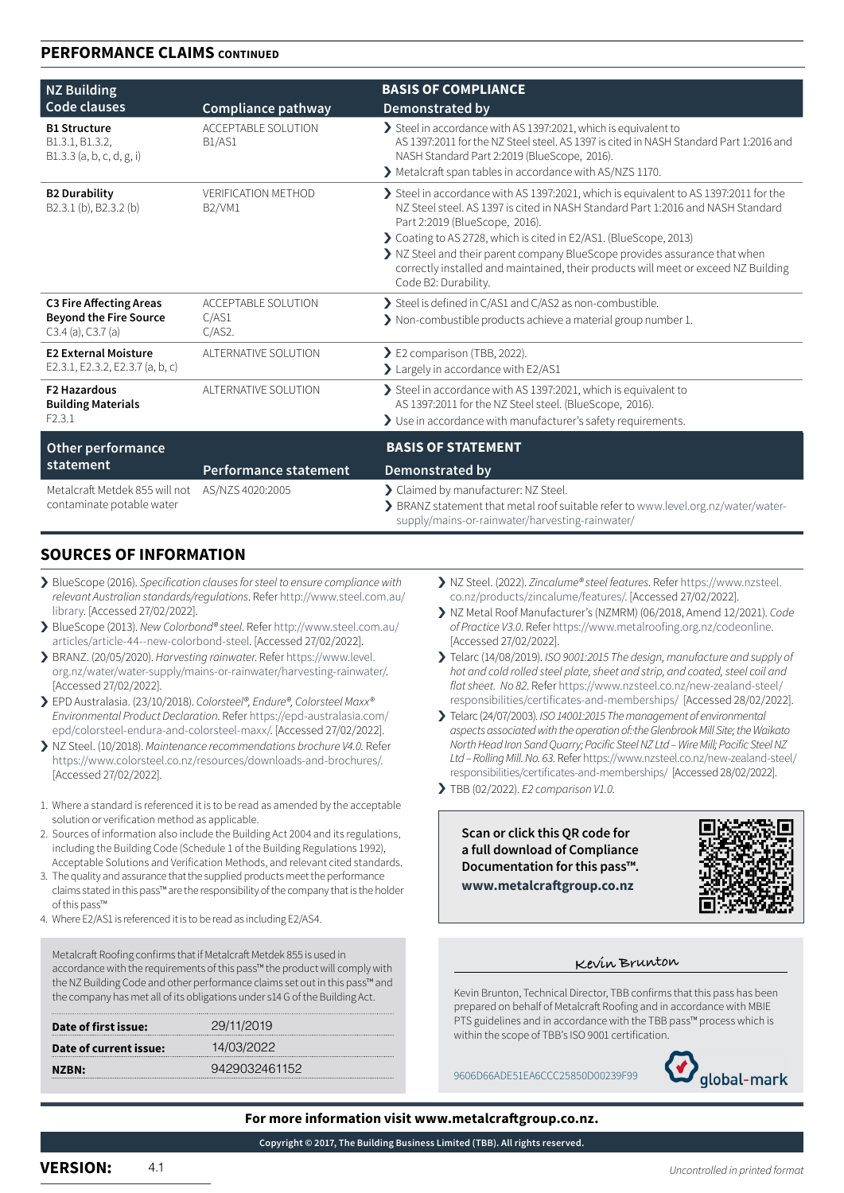## PERFORMANCE CLAIMS CONTINUED

| NZ Building Code clauses | Compliance pathway | BASIS OF COMPLIANCE Demonstrated by |
|---|---|---|
| **B1 Structure** B1.3.1, B1.3.2, B1.3.3 (a, b, c, d, g, i) | ACCEPTABLE SOLUTION B1/AS1 | ❯ Steel in accordance with AS 1397:2021, which is equivalent to AS 1397:2011 for the NZ Steel steel. AS 1397 is cited in NASH Standard Part 1:2016 and NASH Standard Part 2:2019 (BlueScope, 2016). ❯ Metalcraft span tables in accordance with AS/NZS 1170. |
| **B2 Durability** B2.3.1 (b), B2.3.2 (b) | VERIFICATION METHOD B2/VM1 | ❯ Steel in accordance with AS 1397:2021, which is equivalent to AS 1397:2011 for the NZ Steel steel. AS 1397 is cited in NASH Standard Part 1:2016 and NASH Standard Part 2:2019 (BlueScope, 2016). ❯ Coating to AS 2728, which is cited in E2/AS1. (BlueScope, 2013) ❯ NZ Steel and their parent company BlueScope provides assurance that when correctly installed and maintained, their products will meet or exceed NZ Building Code B2: Durability. |
| **C3 Fire Affecting Areas Beyond the Fire Source** C3.4 (a), C3.7 (a) | ACCEPTABLE SOLUTION C/AS1 C/AS2. | ❯ Steel is defined in C/AS1 and C/AS2 as non-combustible. ❯ Non-combustible products achieve a material group number 1. |
| **E2 External Moisture** E2.3.1, E2.3.2, E2.3.7 (a, b, c) | ALTERNATIVE SOLUTION | ❯ E2 comparison (TBB, 2022). ❯ Largely in accordance with E2/AS1 |
| **F2 Hazardous Building Materials** F2.3.1 | ALTERNATIVE SOLUTION | ❯ Steel in accordance with AS 1397:2021, which is equivalent to AS 1397:2011 for the NZ Steel steel. (BlueScope, 2016). ❯ Use in accordance with manufacturer's safety requirements. |
| **Other performance statement** | **Performance statement** | **BASIS OF STATEMENT Demonstrated by** |
| Metalcraft Metdek 855 will not contaminate potable water | AS/NZS 4020:2005 | ❯ Claimed by manufacturer: NZ Steel. ❯ BRANZ statement that metal roof suitable refer to www.level.org.nz/water/water-supply/mains-or-rainwater/harvesting-rainwater/ |

## SOURCES OF INFORMATION

- BlueScope (2016). *Specification clauses for steel to ensure compliance with relevant Australian standards/regulations*. Refer http://www.steel.com.au/library. [Accessed 27/02/2022].
- BlueScope (2013). *New Colorbond® steel*. Refer http://www.steel.com.au/articles/article-44--new-colorbond-steel. [Accessed 27/02/2022].
- BRANZ. (20/05/2020). *Harvesting rainwater*. Refer https://www.level.org.nz/water/water-supply/mains-or-rainwater/harvesting-rainwater/. [Accessed 27/02/2022].
- EPD Australasia. (23/10/2018). *Colorsteel®, Endure®, Colorsteel Maxx® Environmental Product Declaration*. Refer https://epd-australasia.com/epd/colorsteel-endura-and-colorsteel-maxx/. [Accessed 27/02/2022].
- NZ Steel. (10/2018). *Maintenance recommendations brochure V4.0*. Refer https://www.colorsteel.co.nz/resources/downloads-and-brochures/. [Accessed 27/02/2022].
- NZ Steel. (2022). *Zincalume® steel features*. Refer https://www.nzsteel.co.nz/products/zincalume/features/. [Accessed 27/02/2022].
- NZ Metal Roof Manufacturer's (NZMRM) (06/2018, Amend 12/2021). *Code of Practice V3.0*. Refer https://www.metalroofing.org.nz/codeonline. [Accessed 27/02/2022].
- Telarc (14/08/2019). *ISO 9001:2015 The design, manufacture and supply of hot and cold rolled steel plate, sheet and strip, and coated, steel coil and flat sheet. No 82*. Refer https://www.nzsteel.co.nz/new-zealand-steel/responsibilities/certificates-and-memberships/ [Accessed 28/02/2022].
- Telarc (24/07/2003). *ISO 14001:2015 The management of environmental aspects associated with the operation of: the Glenbrook Mill Site; the Waikato North Head Iron Sand Quarry; Pacific Steel NZ Ltd – Wire Mill; Pacific Steel NZ Ltd – Rolling Mill. No. 63*. Refer https://www.nzsteel.co.nz/new-zealand-steel/responsibilities/certificates-and-memberships/ [Accessed 28/02/2022].
- TBB (02/2022). *E2 comparison V1.0*.

1. Where a standard is referenced it is to be read as amended by the acceptable solution or verification method as applicable.
2. Sources of information also include the Building Act 2004 and its regulations, including the Building Code (Schedule 1 of the Building Regulations 1992), Acceptable Solutions and Verification Methods, and relevant cited standards.
3. The quality and assurance that the supplied products meet the performance claims stated in this pass™ are the responsibility of the company that is the holder of this pass™
4. Where E2/AS1 is referenced it is to be read as including E2/AS4.

**Scan or click this QR code for a full download of Compliance Documentation for this pass™.**
**www.metalcraftgroup.co.nz**

Metalcraft Roofing confirms that if Metalcraft Metdek 855 is used in accordance with the requirements of this pass™ the product will comply with the NZ Building Code and other performance claims set out in this pass™ and the company has met all of its obligations under s14 G of the Building Act.

| | |
|---|---|
| **Date of first issue:** | 29/11/2019 |
| **Date of current issue:** | 14/03/2022 |
| **NZBN:** | 9429032461152 |

Kevin Brunton

Kevin Brunton, Technical Director, TBB confirms that this pass has been prepared on behalf of Metalcraft Roofing and in accordance with MBIE PTS guidelines and in accordance with the TBB pass™ process which is within the scope of TBB's ISO 9001 certification.

9606D66ADE51EA6CCC25850D00239F99

global-mark

**For more information visit www.metalcraftgroup.co.nz.**

Copyright © 2017, The Building Business Limited (TBB). All rights reserved.

**VERSION:** 4.1

*Uncontrolled in printed format*